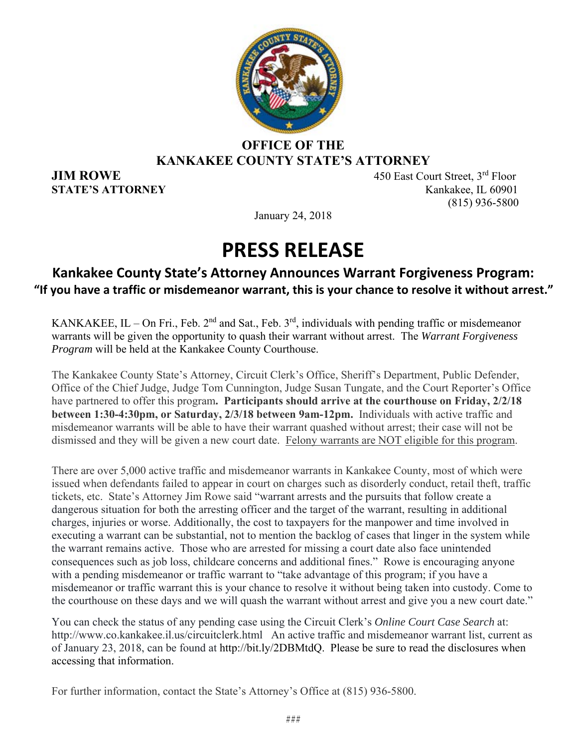**OFFICE OF THE**
**KANKAKEE COUNTY STATE'S ATTORNEY**

**JIM ROWE**
**STATE'S ATTORNEY**

450 East Court Street, 3rd Floor
Kankakee, IL 60901
(815) 936-5800

January 24, 2018

# PRESS RELEASE

## Kankakee County State's Attorney Announces Warrant Forgiveness Program:
### "If you have a traffic or misdemeanor warrant, this is your chance to resolve it without arrest."

KANKAKEE, IL – On Fri., Feb. 2nd and Sat., Feb. 3rd, individuals with pending traffic or misdemeanor warrants will be given the opportunity to quash their warrant without arrest. The *Warrant Forgiveness Program* will be held at the Kankakee County Courthouse.

The Kankakee County State's Attorney, Circuit Clerk's Office, Sheriff's Department, Public Defender, Office of the Chief Judge, Judge Tom Cunnington, Judge Susan Tungate, and the Court Reporter's Office have partnered to offer this program**. Participants should arrive at the courthouse on Friday, 2/2/18 between 1:30-4:30pm, or Saturday, 2/3/18 between 9am-12pm.** Individuals with active traffic and misdemeanor warrants will be able to have their warrant quashed without arrest; their case will not be dismissed and they will be given a new court date. <u>Felony warrants are NOT eligible for this program</u>.

There are over 5,000 active traffic and misdemeanor warrants in Kankakee County, most of which were issued when defendants failed to appear in court on charges such as disorderly conduct, retail theft, traffic tickets, etc. State's Attorney Jim Rowe said "warrant arrests and the pursuits that follow create a dangerous situation for both the arresting officer and the target of the warrant, resulting in additional charges, injuries or worse. Additionally, the cost to taxpayers for the manpower and time involved in executing a warrant can be substantial, not to mention the backlog of cases that linger in the system while the warrant remains active. Those who are arrested for missing a court date also face unintended consequences such as job loss, childcare concerns and additional fines." Rowe is encouraging anyone with a pending misdemeanor or traffic warrant to "take advantage of this program; if you have a misdemeanor or traffic warrant this is your chance to resolve it without being taken into custody. Come to the courthouse on these days and we will quash the warrant without arrest and give you a new court date."

You can check the status of any pending case using the Circuit Clerk's *Online Court Case Search* at: http://www.co.kankakee.il.us/circuitclerk.html An active traffic and misdemeanor warrant list, current as of January 23, 2018, can be found at http://bit.ly/2DBMtdQ. Please be sure to read the disclosures when accessing that information.

For further information, contact the State's Attorney's Office at (815) 936-5800.

###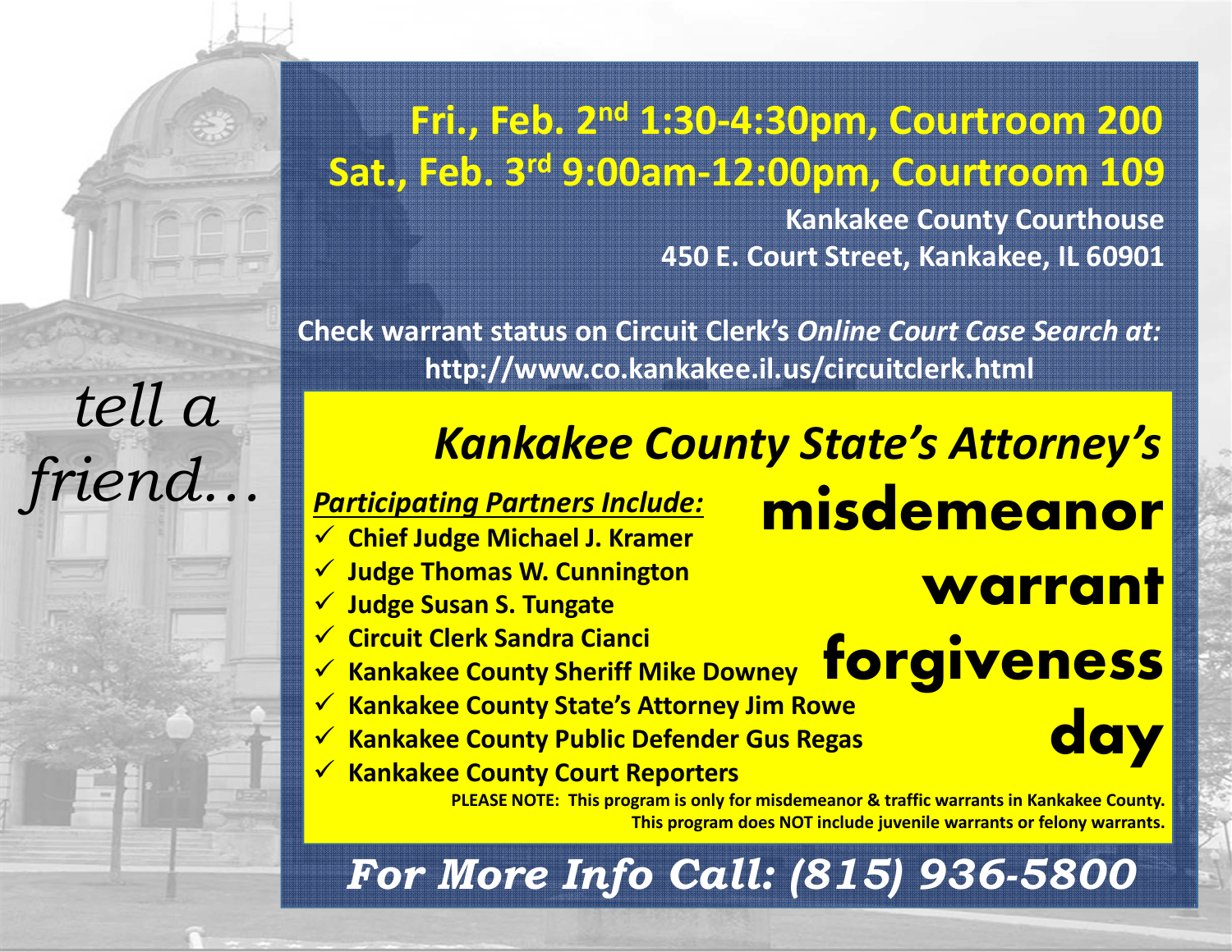*tell a friend…*

**Fri., Feb. 2nd 1:30-4:30pm, Courtroom 200**
**Sat., Feb. 3rd 9:00am-12:00pm, Courtroom 109**

**Kankakee County Courthouse**
**450 E. Court Street, Kankakee, IL 60901**

**Check warrant status on Circuit Clerk's *Online Court Case Search at:***
**http://www.co.kankakee.il.us/circuitclerk.html**

## *Kankakee County State's Attorney's*

# misdemeanor warrant forgiveness day

***Participating Partners Include:***

- ✓ **Chief Judge Michael J. Kramer**
- ✓ **Judge Thomas W. Cunnington**
- ✓ **Judge Susan S. Tungate**
- ✓ **Circuit Clerk Sandra Cianci**
- ✓ **Kankakee County Sheriff Mike Downey**
- ✓ **Kankakee County State's Attorney Jim Rowe**
- ✓ **Kankakee County Public Defender Gus Regas**
- ✓ **Kankakee County Court Reporters**

**PLEASE NOTE: This program is only for misdemeanor & traffic warrants in Kankakee County. This program does NOT include juvenile warrants or felony warrants.**

***For More Info Call: (815) 936-5800***